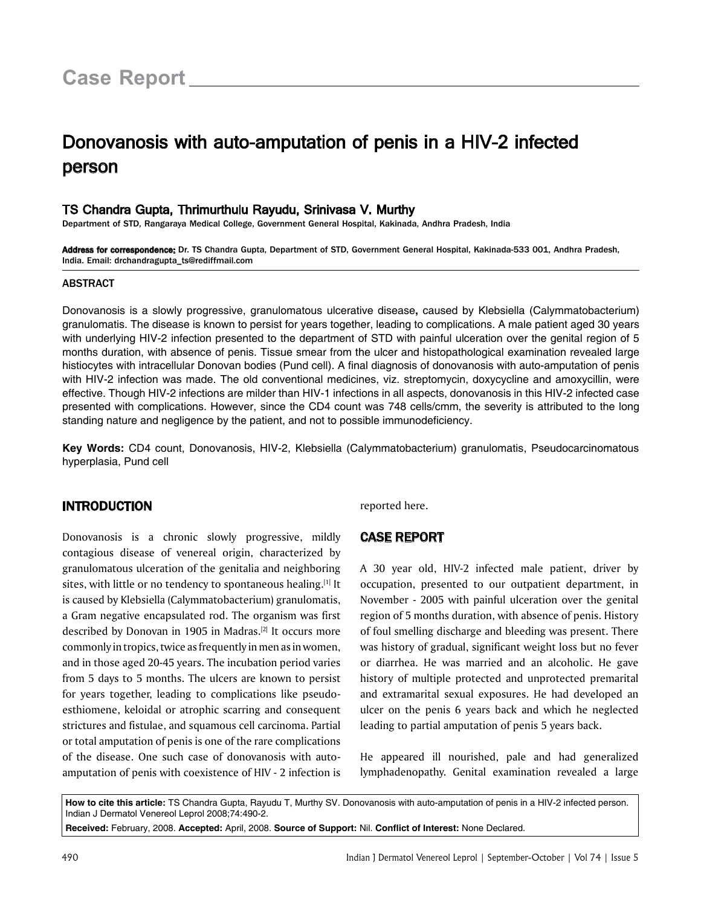Case Report

# Donovanosis with auto-amputation of penis in a HIV-2 infected person

**TS Chandra Gupta, Thrimurthulu Rayudu, Srinivasa V. Murthy**

Department of STD, Rangaraya Medical College, Government General Hospital, Kakinada, Andhra Pradesh, India

**Address for correspondence:** Dr. TS Chandra Gupta, Department of STD, Government General Hospital, Kakinada-533 001, Andhra Pradesh, India. Email: drchandragupta_ts@rediffmail.com

## ABSTRACT

Donovanosis is a slowly progressive, granulomatous ulcerative disease**,** caused by Klebsiella (Calymmatobacterium) granulomatis. The disease is known to persist for years together, leading to complications. A male patient aged 30 years with underlying HIV-2 infection presented to the department of STD with painful ulceration over the genital region of 5 months duration, with absence of penis. Tissue smear from the ulcer and histopathological examination revealed large histiocytes with intracellular Donovan bodies (Pund cell). A final diagnosis of donovanosis with auto-amputation of penis with HIV-2 infection was made. The old conventional medicines, viz. streptomycin, doxycycline and amoxycillin, were effective. Though HIV-2 infections are milder than HIV-1 infections in all aspects, donovanosis in this HIV-2 infected case presented with complications. However, since the CD4 count was 748 cells/cmm, the severity is attributed to the long standing nature and negligence by the patient, and not to possible immunodeficiency.

**Key Words:** CD4 count, Donovanosis, HIV-2, Klebsiella (Calymmatobacterium) granulomatis, Pseudocarcinomatous hyperplasia, Pund cell

## INTRODUCTION

Donovanosis is a chronic slowly progressive, mildly contagious disease of venereal origin, characterized by granulomatous ulceration of the genitalia and neighboring sites, with little or no tendency to spontaneous healing.[1] It is caused by Klebsiella (Calymmatobacterium) granulomatis, a Gram negative encapsulated rod. The organism was first described by Donovan in 1905 in Madras.[2] It occurs more commonly in tropics, twice as frequently in men as in women, and in those aged 20-45 years. The incubation period varies from 5 days to 5 months. The ulcers are known to persist for years together, leading to complications like pseudo-esthiomene, keloidal or atrophic scarring and consequent strictures and fistulae, and squamous cell carcinoma. Partial or total amputation of penis is one of the rare complications of the disease. One such case of donovanosis with auto-amputation of penis with coexistence of HIV - 2 infection is reported here.

## CASE REPORT

A 30 year old, HIV-2 infected male patient, driver by occupation, presented to our outpatient department, in November - 2005 with painful ulceration over the genital region of 5 months duration, with absence of penis. History of foul smelling discharge and bleeding was present. There was history of gradual, significant weight loss but no fever or diarrhea. He was married and an alcoholic. He gave history of multiple protected and unprotected premarital and extramarital sexual exposures. He had developed an ulcer on the penis 6 years back and which he neglected leading to partial amputation of penis 5 years back.

He appeared ill nourished, pale and had generalized lymphadenopathy. Genital examination revealed a large

**How to cite this article:** TS Chandra Gupta, Rayudu T, Murthy SV. Donovanosis with auto-amputation of penis in a HIV-2 infected person. Indian J Dermatol Venereol Leprol 2008;74:490-2.

**Received:** February, 2008. **Accepted:** April, 2008. **Source of Support:** Nil. **Conflict of Interest:** None Declared.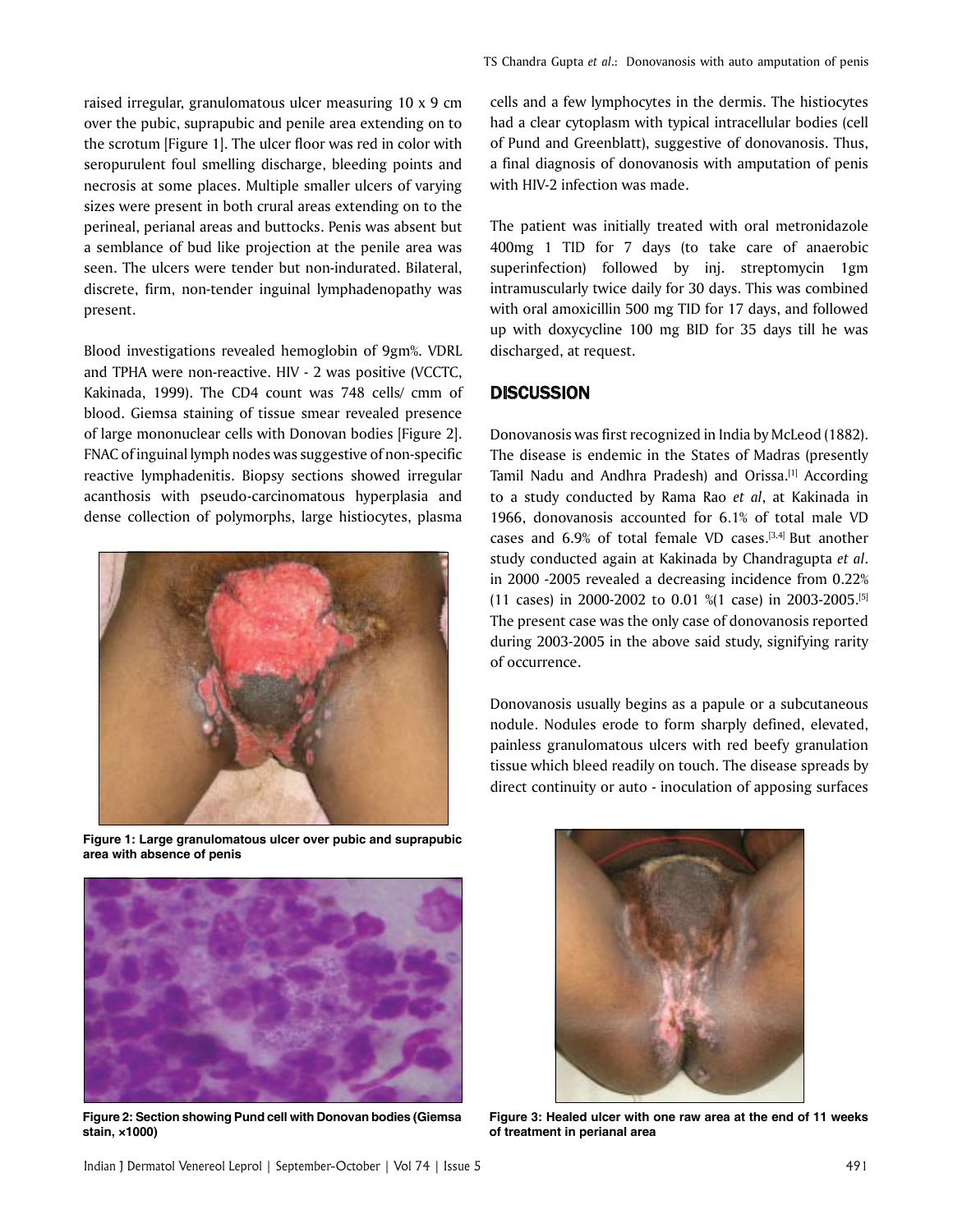raised irregular, granulomatous ulcer measuring 10 x 9 cm over the pubic, suprapubic and penile area extending on to the scrotum [Figure 1]. The ulcer floor was red in color with seropurulent foul smelling discharge, bleeding points and necrosis at some places. Multiple smaller ulcers of varying sizes were present in both crural areas extending on to the perineal, perianal areas and buttocks. Penis was absent but a semblance of bud like projection at the penile area was seen. The ulcers were tender but non-indurated. Bilateral, discrete, firm, non-tender inguinal lymphadenopathy was present.

Blood investigations revealed hemoglobin of 9gm%. VDRL and TPHA were non-reactive. HIV - 2 was positive (VCCTC, Kakinada, 1999). The CD4 count was 748 cells/ cmm of blood. Giemsa staining of tissue smear revealed presence of large mononuclear cells with Donovan bodies [Figure 2]. FNAC of inguinal lymph nodes was suggestive of non-specific reactive lymphadenitis. Biopsy sections showed irregular acanthosis with pseudo-carcinomatous hyperplasia and dense collection of polymorphs, large histiocytes, plasma cells and a few lymphocytes in the dermis. The histiocytes had a clear cytoplasm with typical intracellular bodies (cell of Pund and Greenblatt), suggestive of donovanosis. Thus, a final diagnosis of donovanosis with amputation of penis with HIV-2 infection was made.

Figure 1: Large granulomatous ulcer over pubic and suprapubic area with absence of penis

Figure 2: Section showing Pund cell with Donovan bodies (Giemsa stain, ×1000)

The patient was initially treated with oral metronidazole 400mg 1 TID for 7 days (to take care of anaerobic superinfection) followed by inj. streptomycin 1gm intramuscularly twice daily for 30 days. This was combined with oral amoxicillin 500 mg TID for 17 days, and followed up with doxycycline 100 mg BID for 35 days till he was discharged, at request.

## DISCUSSION

Donovanosis was first recognized in India by McLeod (1882). The disease is endemic in the States of Madras (presently Tamil Nadu and Andhra Pradesh) and Orissa.[1] According to a study conducted by Rama Rao *et al*, at Kakinada in 1966, donovanosis accounted for 6.1% of total male VD cases and 6.9% of total female VD cases.[3,4] But another study conducted again at Kakinada by Chandragupta *et al*. in 2000 -2005 revealed a decreasing incidence from 0.22% (11 cases) in 2000-2002 to 0.01 %(1 case) in 2003-2005.[5] The present case was the only case of donovanosis reported during 2003-2005 in the above said study, signifying rarity of occurrence.

Donovanosis usually begins as a papule or a subcutaneous nodule. Nodules erode to form sharply defined, elevated, painless granulomatous ulcers with red beefy granulation tissue which bleed readily on touch. The disease spreads by direct continuity or auto - inoculation of apposing surfaces

Figure 3: Healed ulcer with one raw area at the end of 11 weeks of treatment in perianal area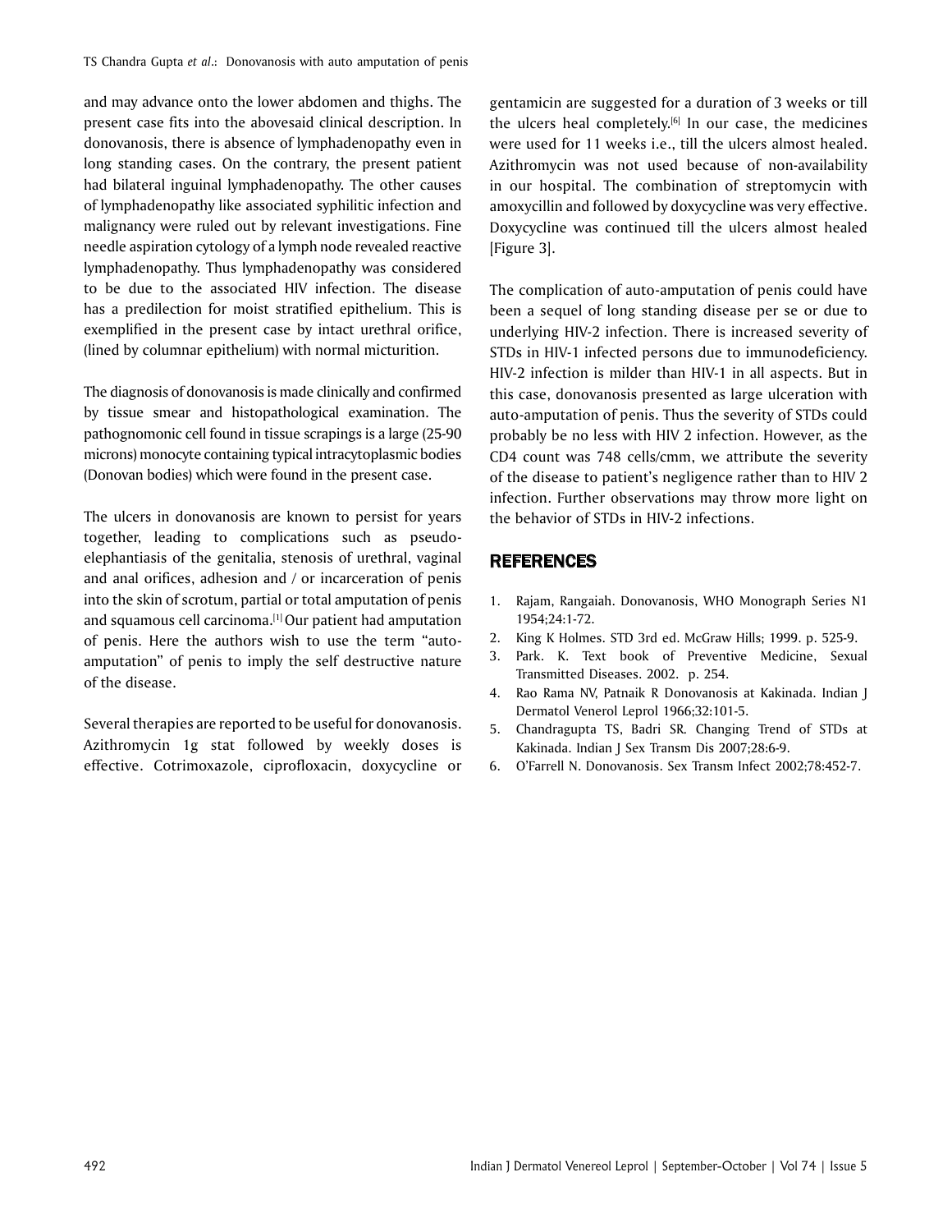and may advance onto the lower abdomen and thighs. The present case fits into the abovesaid clinical description. In donovanosis, there is absence of lymphadenopathy even in long standing cases. On the contrary, the present patient had bilateral inguinal lymphadenopathy. The other causes of lymphadenopathy like associated syphilitic infection and malignancy were ruled out by relevant investigations. Fine needle aspiration cytology of a lymph node revealed reactive lymphadenopathy. Thus lymphadenopathy was considered to be due to the associated HIV infection. The disease has a predilection for moist stratified epithelium. This is exemplified in the present case by intact urethral orifice, (lined by columnar epithelium) with normal micturition.

The diagnosis of donovanosis is made clinically and confirmed by tissue smear and histopathological examination. The pathognomonic cell found in tissue scrapings is a large (25-90 microns) monocyte containing typical intracytoplasmic bodies (Donovan bodies) which were found in the present case.

The ulcers in donovanosis are known to persist for years together, leading to complications such as pseudo-elephantiasis of the genitalia, stenosis of urethral, vaginal and anal orifices, adhesion and / or incarceration of penis into the skin of scrotum, partial or total amputation of penis and squamous cell carcinoma.[1] Our patient had amputation of penis. Here the authors wish to use the term "auto-amputation" of penis to imply the self destructive nature of the disease.

Several therapies are reported to be useful for donovanosis. Azithromycin 1g stat followed by weekly doses is effective. Cotrimoxazole, ciprofloxacin, doxycycline or gentamicin are suggested for a duration of 3 weeks or till the ulcers heal completely.[6] In our case, the medicines were used for 11 weeks i.e., till the ulcers almost healed. Azithromycin was not used because of non-availability in our hospital. The combination of streptomycin with amoxycillin and followed by doxycycline was very effective. Doxycycline was continued till the ulcers almost healed [Figure 3].

The complication of auto-amputation of penis could have been a sequel of long standing disease per se or due to underlying HIV-2 infection. There is increased severity of STDs in HIV-1 infected persons due to immunodeficiency. HIV-2 infection is milder than HIV-1 in all aspects. But in this case, donovanosis presented as large ulceration with auto-amputation of penis. Thus the severity of STDs could probably be no less with HIV 2 infection. However, as the CD4 count was 748 cells/cmm, we attribute the severity of the disease to patient's negligence rather than to HIV 2 infection. Further observations may throw more light on the behavior of STDs in HIV-2 infections.

## REFERENCES

1. Rajam, Rangaiah. Donovanosis, WHO Monograph Series N1 1954;24:1-72.
2. King K Holmes. STD 3rd ed. McGraw Hills; 1999. p. 525-9.
3. Park. K. Text book of Preventive Medicine, Sexual Transmitted Diseases. 2002. p. 254.
4. Rao Rama NV, Patnaik R Donovanosis at Kakinada. Indian J Dermatol Venerol Leprol 1966;32:101-5.
5. Chandragupta TS, Badri SR. Changing Trend of STDs at Kakinada. Indian J Sex Transm Dis 2007;28:6-9.
6. O'Farrell N. Donovanosis. Sex Transm Infect 2002;78:452-7.